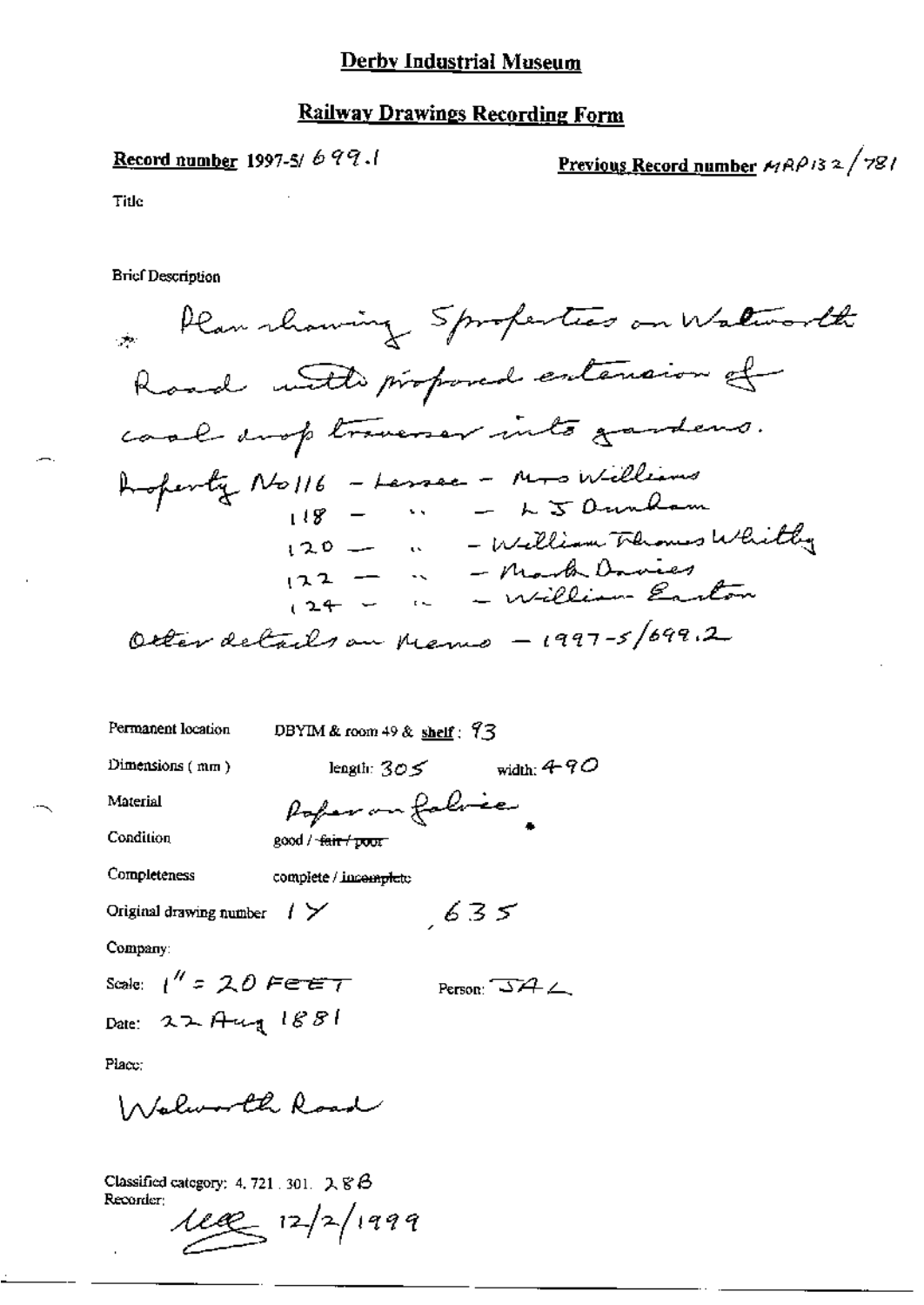# Derby Industrial Museum

## Railway Drawings Recording Form

**Record number** 1997-5/ 699.1

**Previous Record number** MRP132/781

Title

Brief Description

Plan showing 5 properties on Walworth Road with proposed extension of coal drop traverser into gardens.

Property No 116 - Lessee - Mrs Williams
118 - " - L J Dunham
120 - " - William Thomas Whitby
122 - " - Mark Davies
124 - " - William Easton

Other details on Memo - 1997-5/699.2

Permanent location: DBYIM & room 49 & shelf: 93

Dimensions (mm): length: 305 width: 490

Material: Paper on fabric

Condition: good / ~~fair / poor~~

Completeness: complete / ~~incomplete~~

Original drawing number: 1Y, 635

Company:

Scale: 1" = 20 FEET

Person: JAL

Date: 22 Aug 1881

Place:

Walworth Road

Classified category: 4.721.301. 28B

Recorder: [signature] 12/2/1999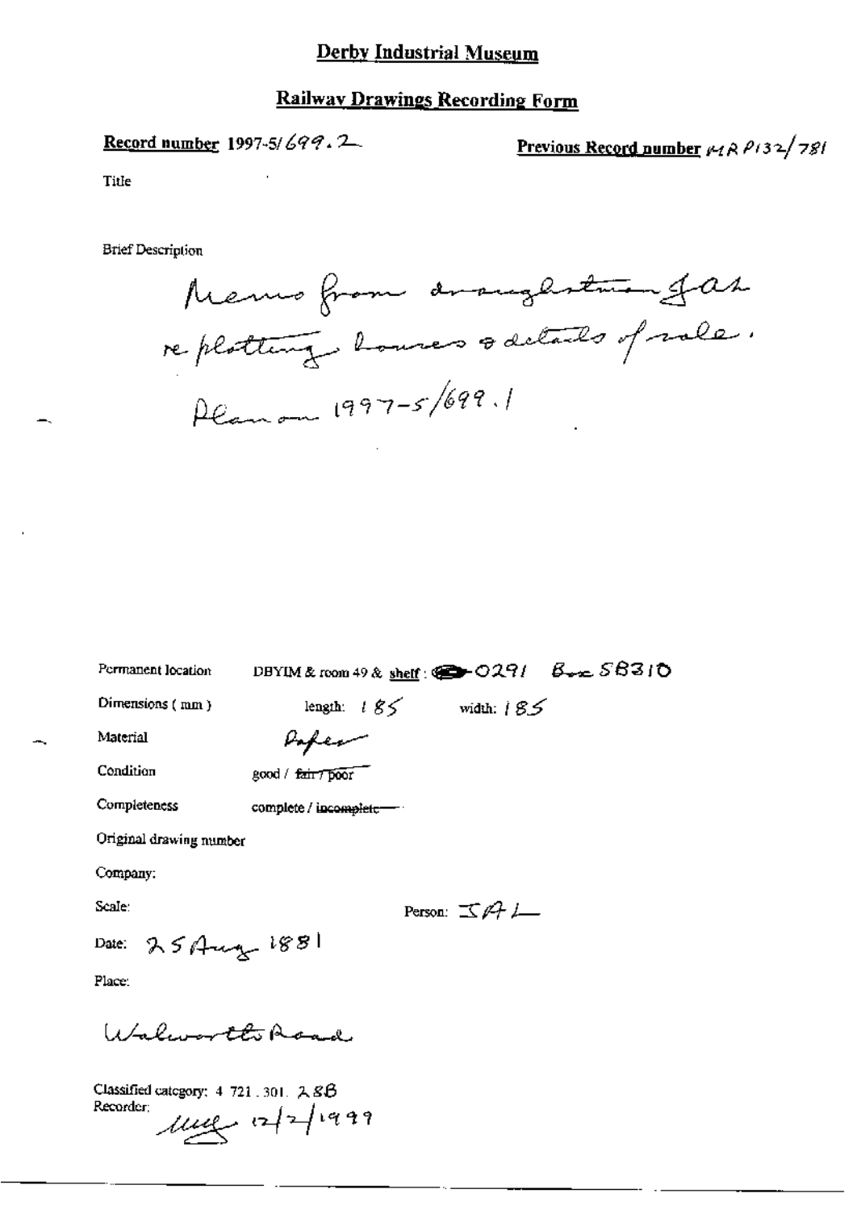# Derby Industrial Museum

## Railway Drawings Recording Form

**Record number** 1997-5/699.2

**Previous Record number** MR P132/781

Title

Brief Description

Memo from draughtsman JAL re plotting houses & details of sale. Plan on 1997-5/699.1

Permanent location DBYIM & room 49 & shelf: 0291 Box 5B310

Dimensions (mm) length: 185 width: 185

Material Paper

Condition good / ~~fair / poor~~

Completeness complete / ~~incomplete~~

Original drawing number

Company:

Scale: Person: JAL

Date: 25 Aug 1881

Place:

Walworth Road

Classified category: 4.721.301.28B

Recorder: MMG 12/2/1999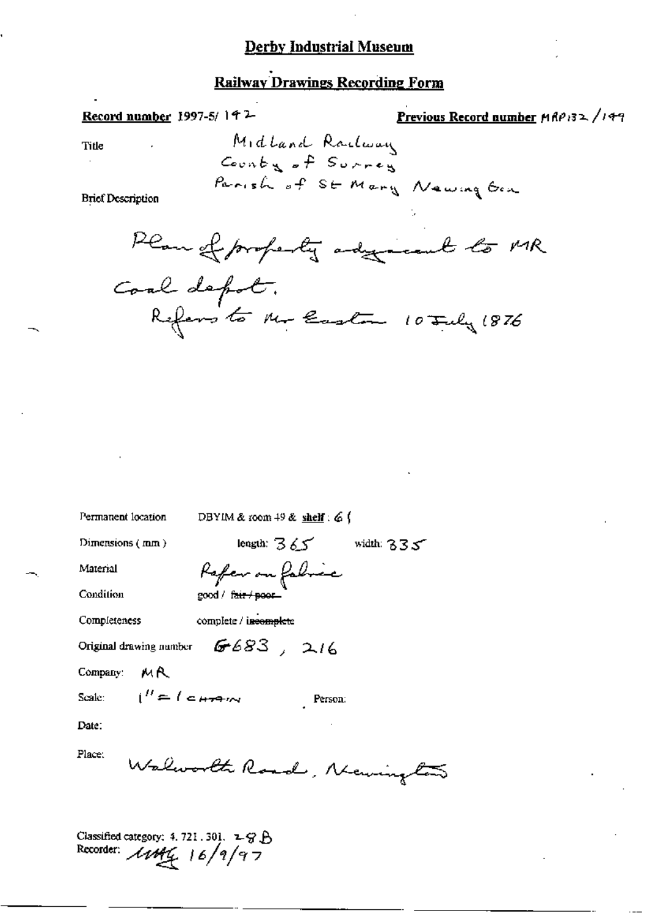# Derby Industrial Museum

## Railway Drawings Recording Form

**Record number** 1997-5/ 142

**Previous Record number** MRP132 /149

Title: Midland Railway
County of Surrey
Parish of St Mary Newington

Brief Description

Plan of property adjacent to MR Coal depot.
Refers to Mr Easton 10 July 1876

Permanent location: DBYIM & room 49 & **shelf**: 61

Dimensions (mm): length: 365 width: 335

Material: Refer on fabric

Condition: good / ~~fair / poor~~

Completeness: complete / ~~incomplete~~

Original drawing number: G683, 216

Company: MR

Scale: 1" = 1 chain Person:

Date:

Place: Walworth Road, Newington

Classified category: 4. 721. 301. 28B
Recorder: MHG 16/9/97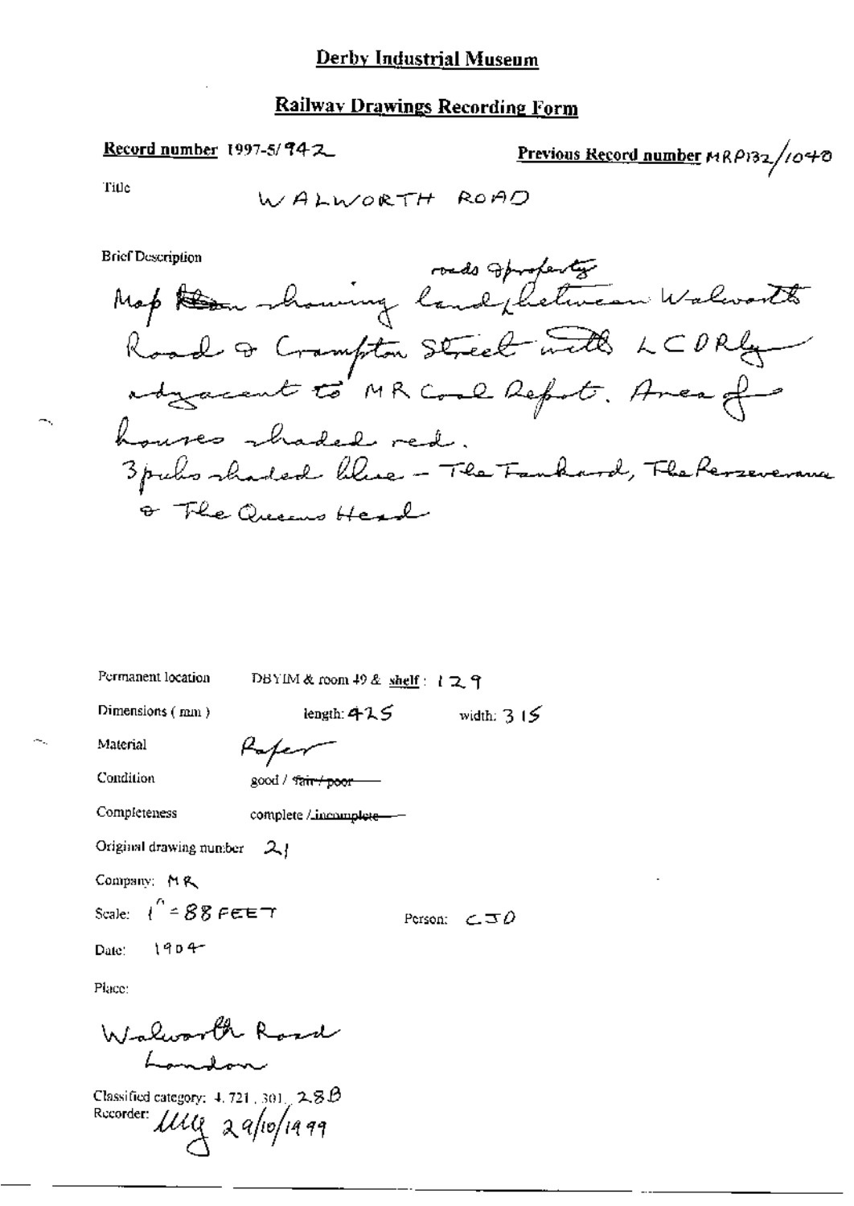# Derby Industrial Museum

## Railway Drawings Recording Form

**Record number** 1997-5/942

**Previous Record number** MRP132/1040

Title

WALWORTH ROAD

Brief Description

Map ~~Plan~~ showing land/roads & property between Walworth Road & Crampton Street with LCDRly adjacent to MR Coal Depot. Area of houses shaded red.
3 pubs shaded blue - The Tankard, The Perseverance & The Queens Head

Permanent location DBYIM & room 49 & shelf : 129

Dimensions (mm) length: 425 width: 315

Material Paper

Condition good / ~~fair / poor~~

Completeness complete / ~~incomplete~~

Original drawing number 21

Company: MR

Scale: 1" = 88 FEET

Person: CJD

Date: 1904

Place:

Walworth Road
London

Classified category: 4.721.301. 28B

Recorder: MMG 29/10/1999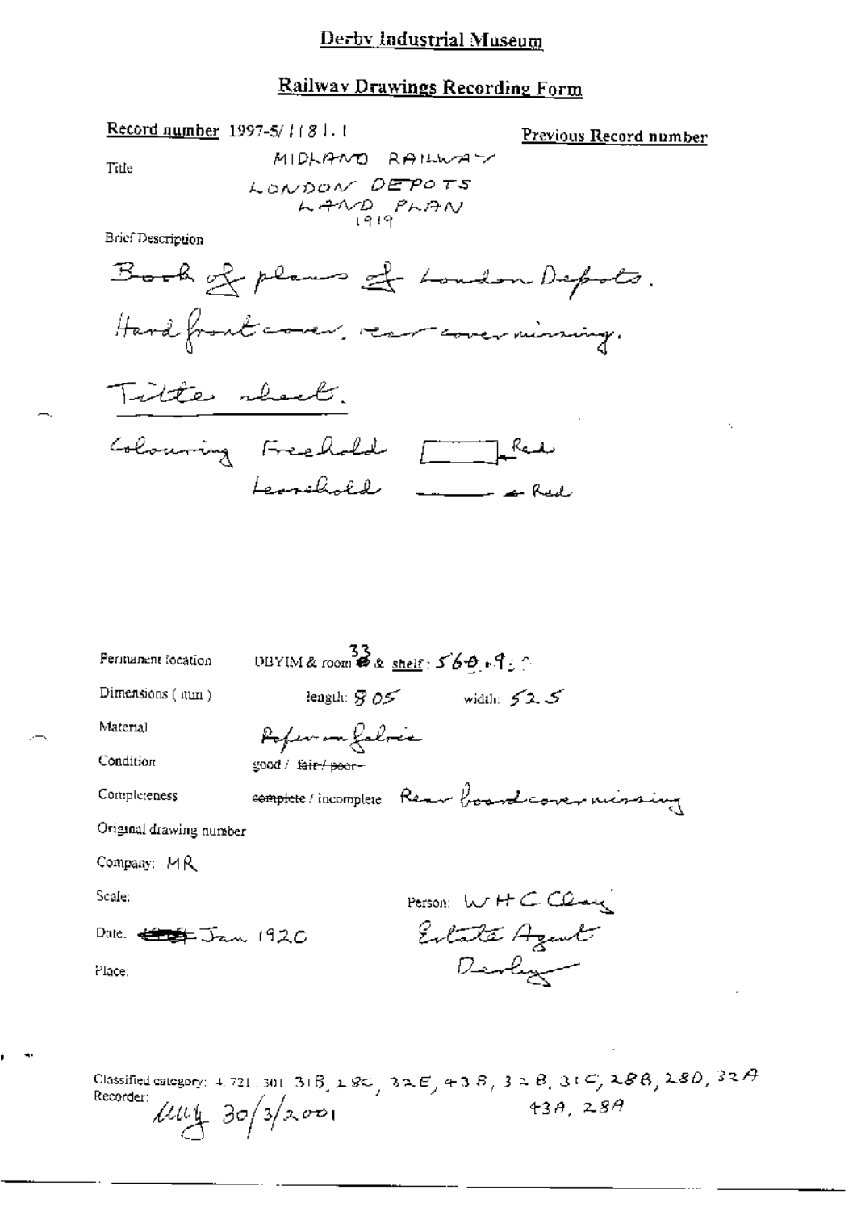# Derby Industrial Museum

## Railway Drawings Recording Form

**Record number** 1997-5/1181.1

**Previous Record number**

Title: MIDLAND RAILWAY
LONDON DEPOTS
LAND PLAN
1919

Brief Description

Book of plans of London Depots.
Hard front cover, rear cover missing.

Title sheet.

Colouring Freehold [ ] Red
Leasehold ——— Red

Permanent location: DBYIM & room 33 & shelf: 560.9.?

Dimensions (mm): length: 805 width: 525

Material: Paper on fabric

Condition: good / ~~fair / poor~~

Completeness: ~~complete~~ / incomplete Rear board cover missing

Original drawing number

Company: MR

Scale:

Person: W H C Clay
Estate Agent
Derby

Date: ~~\_\_\_~~ Jan 1920

Place:

Classified category: 4.721.301 31B, 28C, 32E, 43B, 32B, 31C, 28B, 28D, 32A, 43A, 28A

Recorder: lly 30/3/2001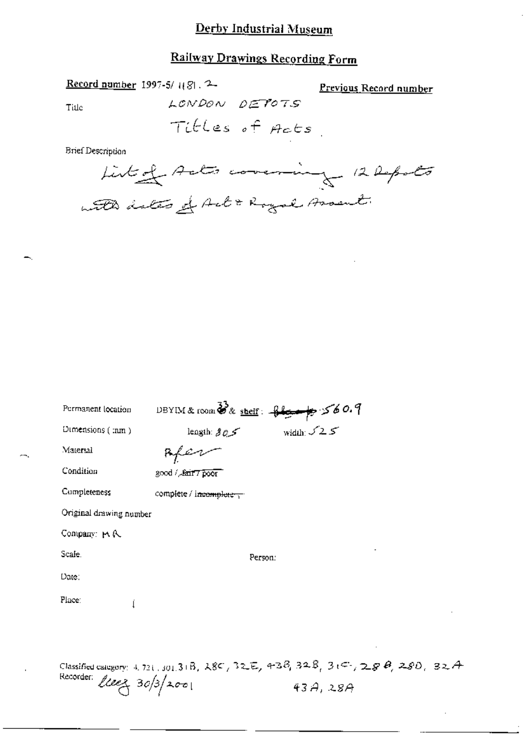# Derby Industrial Museum

## Railway Drawings Recording Form

**Record number** 1997-5/ 1181. 2

**Previous Record number**

Title

LONDON DEPOTS

Titles of Acts.

Brief Description

List of Acts covering 12 Depots with dates of Act & Royal Assent.

Permanent location DBYIM & room 33 & shelf: ~~Block~~ 560.9

Dimensions (mm) length: 805 width: 525

Material Paper

Condition good / ~~fair / poor~~

Completeness complete / ~~incomplete~~

Original drawing number

Company: MR

Scale. Person:

Date:

Place:

Classified category: 4. 721. 301. 31B, 28C, 32E, 43B, 32B, 31C, 28B, 28D, 32A, 43A, 28A

Recorder: [signature] 30/3/2001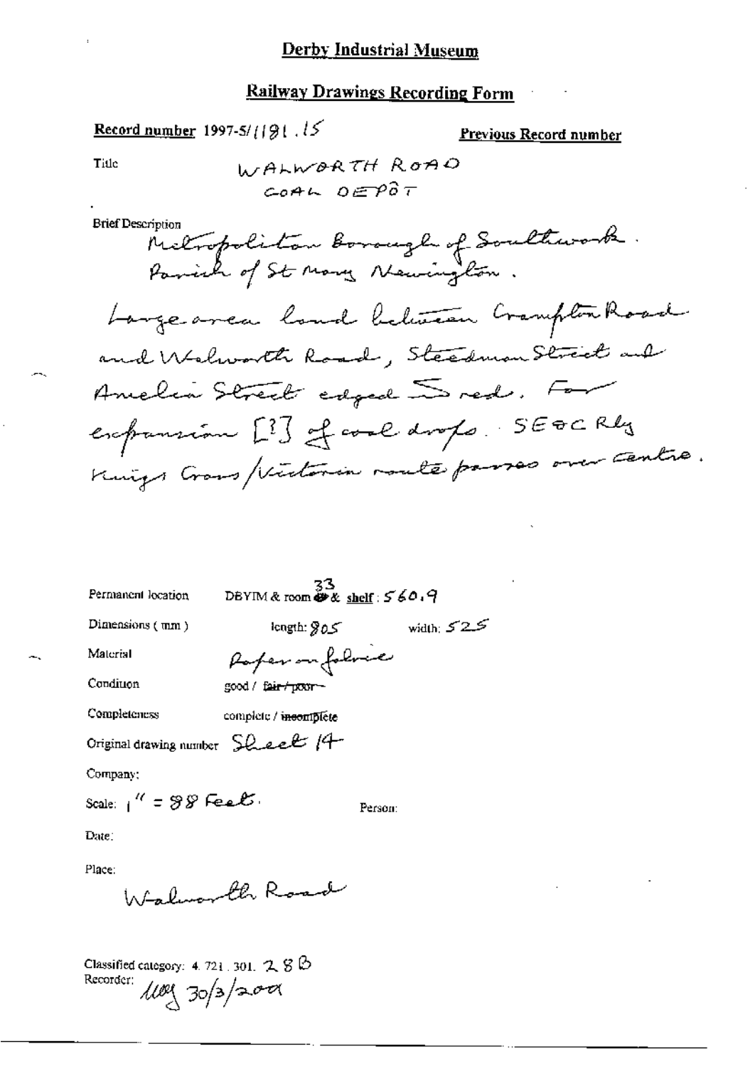# Derby Industrial Museum

## Railway Drawings Recording Form

**Record number** 1997-5/1191.15

**Previous Record number**

Title

WALWORTH ROAD
COAL DEPÔT

Brief Description

Metropolitan Borough of Southwark.
Parish of St Mary Newington.

Large area land between Crampton Road and Walworth Road, Steedman Street and Amelia Street edged in red. For expansion [?] of coal drops. SE&C Rly Kings Cross/Victoria route passes over centre.

Permanent location: DBYIM & room 33 & shelf: 560.9

Dimensions (mm): length: 805 width: 525

Material: Paper on fabric

Condition: good / ~~fair / poor~~

Completeness: complete / ~~incomplete~~

Original drawing number: Sheet 14

Company:

Scale: 1" = 88 Feet.

Person:

Date:

Place:

Walworth Road

Classified category: 4.721.301. 28B

Recorder: [initials] 30/3/2001